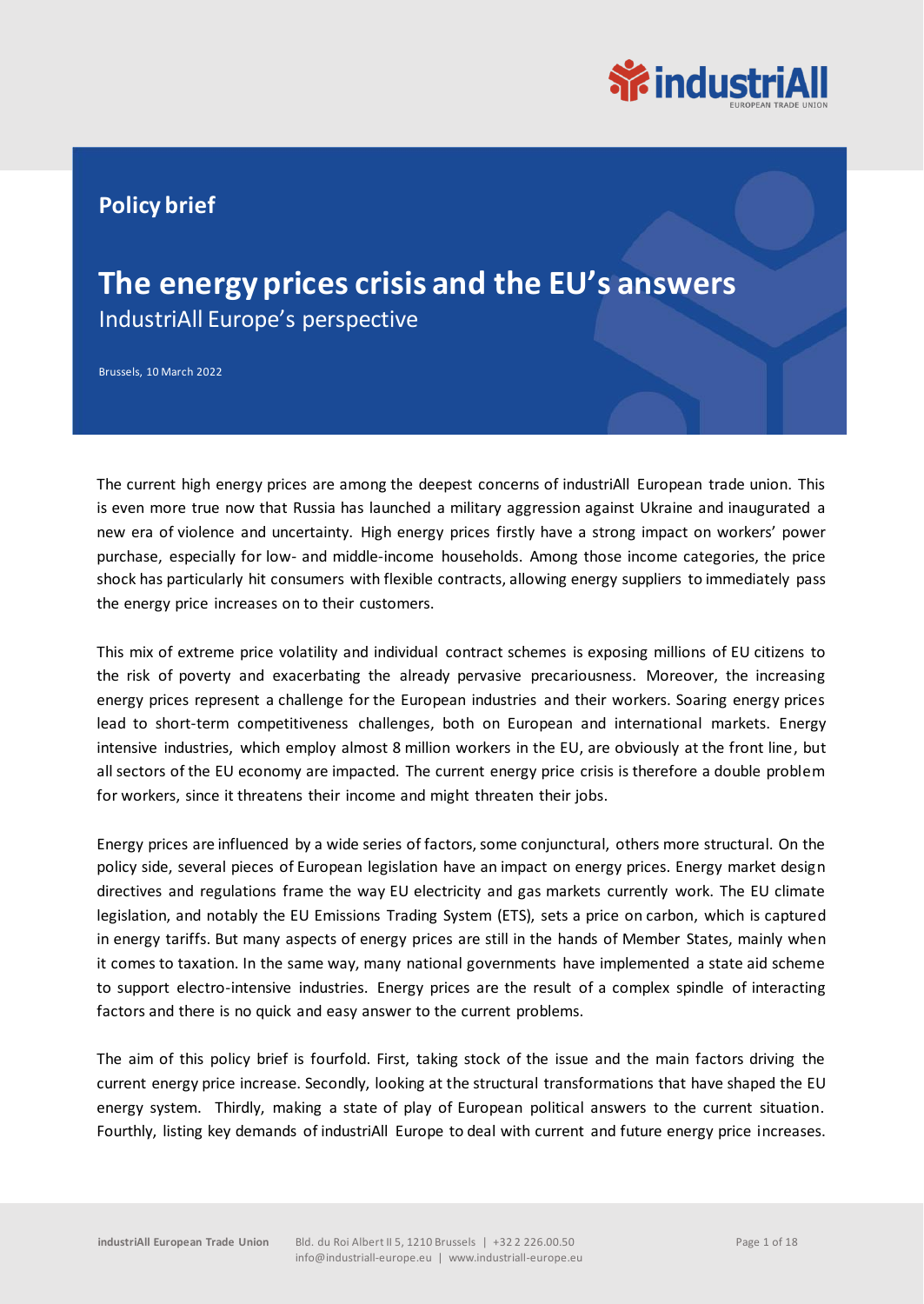Policy brief

# The energy prices crisis and the EU's answers

## IndustriAll Europe's perspective

Brussels, 10 March 2022

The current high energy prices are among the deepest concerns of industriAll European trade union. This is even more true now that Russia has launched a military aggression against Ukraine and inaugurated a new era of violence and uncertainty. High energy prices firstly have a strong impact on workers' power purchase, especially for low- and middle-income households. Among those income categories, the price shock has particularly hit consumers with flexible contracts, allowing energy suppliers to immediately pass the energy price increases on to their customers.

This mix of extreme price volatility and individual contract schemes is exposing millions of EU citizens to the risk of poverty and exacerbating the already pervasive precariousness. Moreover, the increasing energy prices represent a challenge for the European industries and their workers. Soaring energy prices lead to short-term competitiveness challenges, both on European and international markets. Energy intensive industries, which employ almost 8 million workers in the EU, are obviously at the front line, but all sectors of the EU economy are impacted. The current energy price crisis is therefore a double problem for workers, since it threatens their income and might threaten their jobs.

Energy prices are influenced by a wide series of factors, some conjunctural, others more structural. On the policy side, several pieces of European legislation have an impact on energy prices. Energy market design directives and regulations frame the way EU electricity and gas markets currently work. The EU climate legislation, and notably the EU Emissions Trading System (ETS), sets a price on carbon, which is captured in energy tariffs. But many aspects of energy prices are still in the hands of Member States, mainly when it comes to taxation. In the same way, many national governments have implemented a state aid scheme to support electro-intensive industries. Energy prices are the result of a complex spindle of interacting factors and there is no quick and easy answer to the current problems.

The aim of this policy brief is fourfold. First, taking stock of the issue and the main factors driving the current energy price increase. Secondly, looking at the structural transformations that have shaped the EU energy system. Thirdly, making a state of play of European political answers to the current situation. Fourthly, listing key demands of industriAll Europe to deal with current and future energy price increases.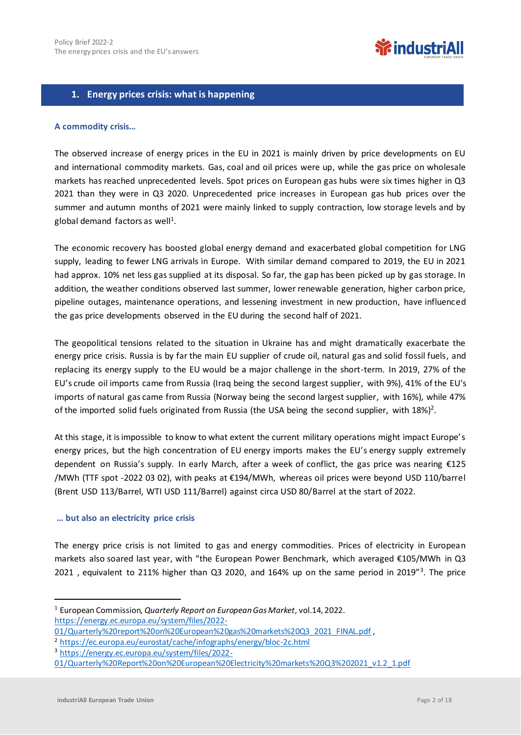## 1. Energy prices crisis: what is happening

### A commodity crisis…

The observed increase of energy prices in the EU in 2021 is mainly driven by price developments on EU and international commodity markets. Gas, coal and oil prices were up, while the gas price on wholesale markets has reached unprecedented levels. Spot prices on European gas hubs were six times higher in Q3 2021 than they were in Q3 2020. Unprecedented price increases in European gas hub prices over the summer and autumn months of 2021 were mainly linked to supply contraction, low storage levels and by global demand factors as well[1].

The economic recovery has boosted global energy demand and exacerbated global competition for LNG supply, leading to fewer LNG arrivals in Europe. With similar demand compared to 2019, the EU in 2021 had approx. 10% net less gas supplied at its disposal. So far, the gap has been picked up by gas storage. In addition, the weather conditions observed last summer, lower renewable generation, higher carbon price, pipeline outages, maintenance operations, and lessening investment in new production, have influenced the gas price developments observed in the EU during the second half of 2021.

The geopolitical tensions related to the situation in Ukraine has and might dramatically exacerbate the energy price crisis. Russia is by far the main EU supplier of crude oil, natural gas and solid fossil fuels, and replacing its energy supply to the EU would be a major challenge in the short-term. In 2019, 27% of the EU's crude oil imports came from Russia (Iraq being the second largest supplier, with 9%), 41% of the EU's imports of natural gas came from Russia (Norway being the second largest supplier, with 16%), while 47% of the imported solid fuels originated from Russia (the USA being the second supplier, with 18%)[2].

At this stage, it is impossible to know to what extent the current military operations might impact Europe's energy prices, but the high concentration of EU energy imports makes the EU's energy supply extremely dependent on Russia's supply. In early March, after a week of conflict, the gas price was nearing €125 /MWh (TTF spot -2022 03 02), with peaks at €194/MWh, whereas oil prices were beyond USD 110/barrel (Brent USD 113/Barrel, WTI USD 111/Barrel) against circa USD 80/Barrel at the start of 2022.

### … but also an electricity price crisis

The energy price crisis is not limited to gas and energy commodities. Prices of electricity in European markets also soared last year, with "the European Power Benchmark, which averaged €105/MWh in Q3 2021 , equivalent to 211% higher than Q3 2020, and 164% up on the same period in 2019"[3]. The price

---

[1] European Commission, *Quarterly Report on European Gas Market*, vol.14, 2022. https://energy.ec.europa.eu/system/files/2022-01/Quarterly%20report%20on%20European%20gas%20markets%20Q3_2021_FINAL.pdf ,

[2] https://ec.europa.eu/eurostat/cache/infographs/energy/bloc-2c.html

[3] https://energy.ec.europa.eu/system/files/2022-01/Quarterly%20Report%20on%20European%20Electricity%20markets%20Q3%202021_v1.2_1.pdf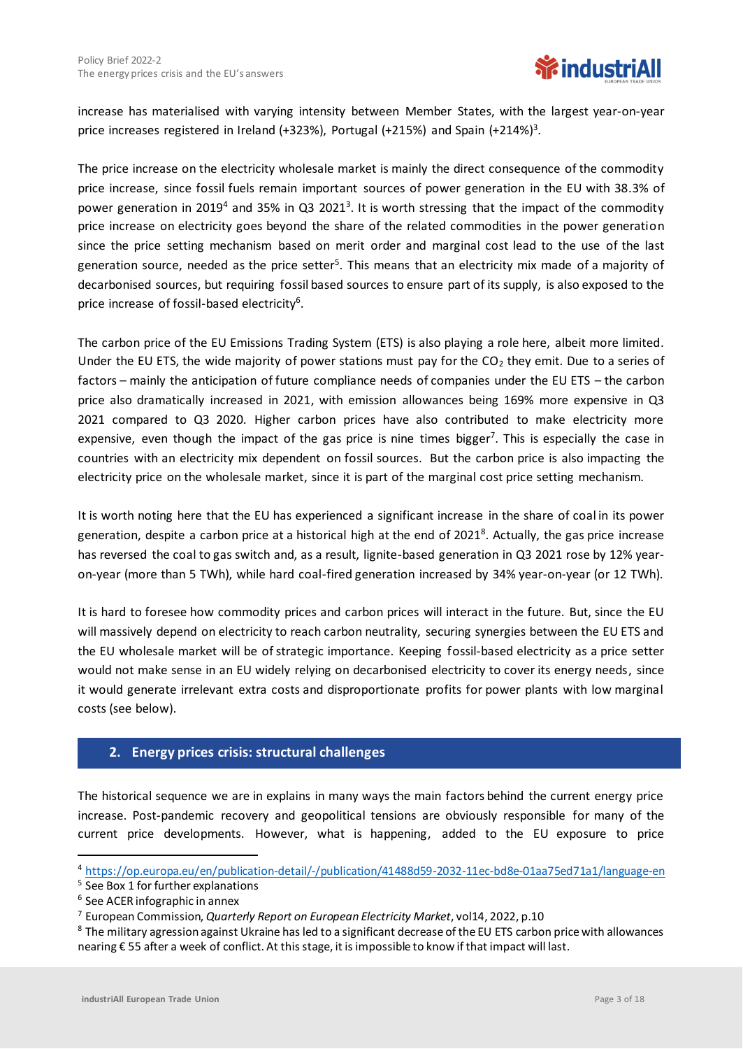increase has materialised with varying intensity between Member States, with the largest year-on-year price increases registered in Ireland (+323%), Portugal (+215%) and Spain (+214%)[3].

The price increase on the electricity wholesale market is mainly the direct consequence of the commodity price increase, since fossil fuels remain important sources of power generation in the EU with 38.3% of power generation in 2019[4] and 35% in Q3 2021[3]. It is worth stressing that the impact of the commodity price increase on electricity goes beyond the share of the related commodities in the power generation since the price setting mechanism based on merit order and marginal cost lead to the use of the last generation source, needed as the price setter[5]. This means that an electricity mix made of a majority of decarbonised sources, but requiring fossil based sources to ensure part of its supply, is also exposed to the price increase of fossil-based electricity[6].

The carbon price of the EU Emissions Trading System (ETS) is also playing a role here, albeit more limited. Under the EU ETS, the wide majority of power stations must pay for the $CO_2$ they emit. Due to a series of factors – mainly the anticipation of future compliance needs of companies under the EU ETS – the carbon price also dramatically increased in 2021, with emission allowances being 169% more expensive in Q3 2021 compared to Q3 2020. Higher carbon prices have also contributed to make electricity more expensive, even though the impact of the gas price is nine times bigger[7]. This is especially the case in countries with an electricity mix dependent on fossil sources. But the carbon price is also impacting the electricity price on the wholesale market, since it is part of the marginal cost price setting mechanism.

It is worth noting here that the EU has experienced a significant increase in the share of coal in its power generation, despite a carbon price at a historical high at the end of 2021[8]. Actually, the gas price increase has reversed the coal to gas switch and, as a result, lignite-based generation in Q3 2021 rose by 12% year-on-year (more than 5 TWh), while hard coal-fired generation increased by 34% year-on-year (or 12 TWh).

It is hard to foresee how commodity prices and carbon prices will interact in the future. But, since the EU will massively depend on electricity to reach carbon neutrality, securing synergies between the EU ETS and the EU wholesale market will be of strategic importance. Keeping fossil-based electricity as a price setter would not make sense in an EU widely relying on decarbonised electricity to cover its energy needs, since it would generate irrelevant extra costs and disproportionate profits for power plants with low marginal costs (see below).

## 2. Energy prices crisis: structural challenges

The historical sequence we are in explains in many ways the main factors behind the current energy price increase. Post-pandemic recovery and geopolitical tensions are obviously responsible for many of the current price developments. However, what is happening, added to the EU exposure to price

---

[4] https://op.europa.eu/en/publication-detail/-/publication/41488d59-2032-11ec-bd8e-01aa75ed71a1/language-en

[5] See Box 1 for further explanations

[6] See ACER infographic in annex

[7] European Commission, *Quarterly Report on European Electricity Market*, vol14, 2022, p.10

[8] The military agression against Ukraine has led to a significant decrease of the EU ETS carbon price with allowances nearing € 55 after a week of conflict. At this stage, it is impossible to know if that impact will last.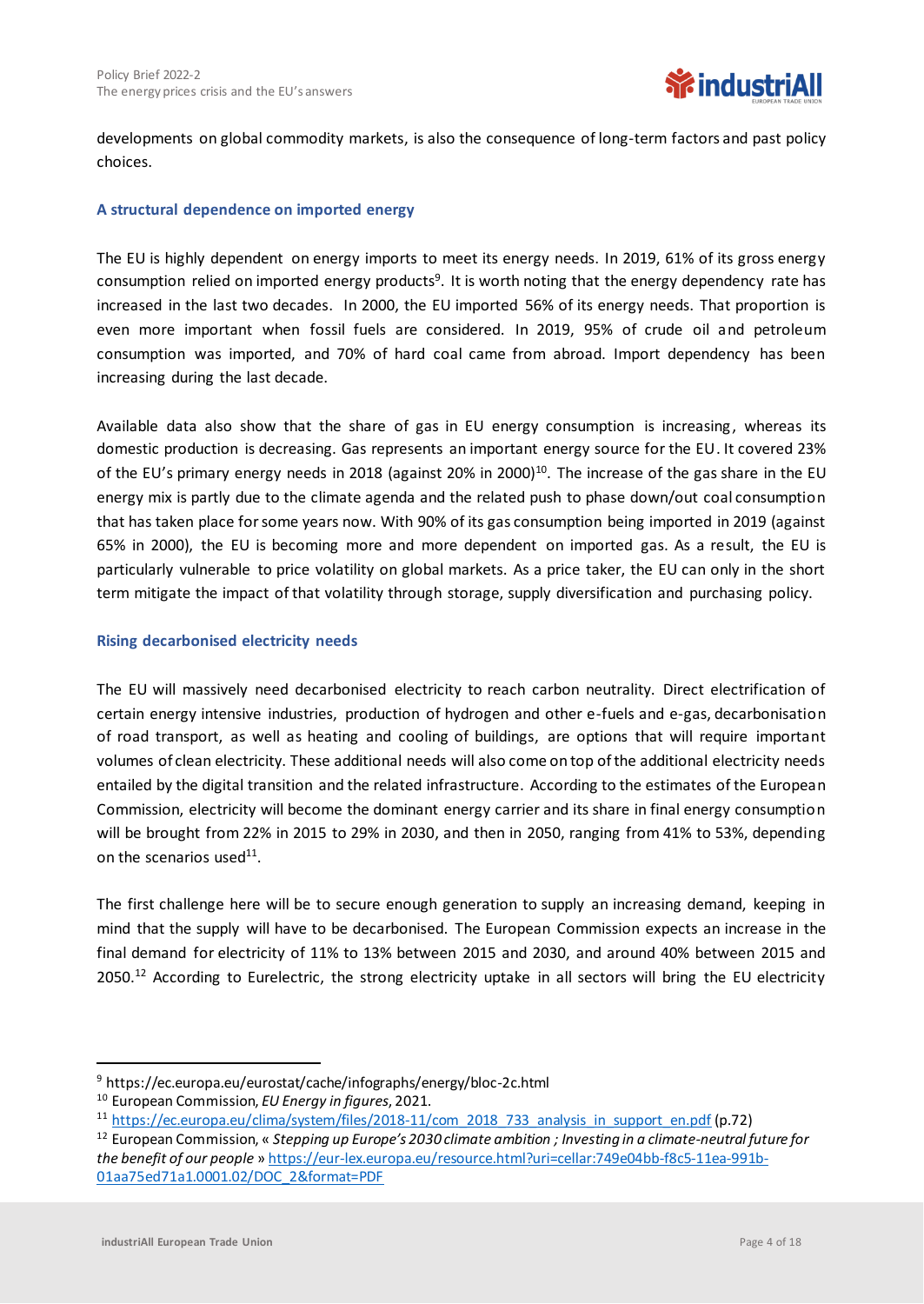developments on global commodity markets, is also the consequence of long-term factors and past policy choices.

### A structural dependence on imported energy

The EU is highly dependent on energy imports to meet its energy needs. In 2019, 61% of its gross energy consumption relied on imported energy products[9]. It is worth noting that the energy dependency rate has increased in the last two decades. In 2000, the EU imported 56% of its energy needs. That proportion is even more important when fossil fuels are considered. In 2019, 95% of crude oil and petroleum consumption was imported, and 70% of hard coal came from abroad. Import dependency has been increasing during the last decade.

Available data also show that the share of gas in EU energy consumption is increasing, whereas its domestic production is decreasing. Gas represents an important energy source for the EU. It covered 23% of the EU's primary energy needs in 2018 (against 20% in 2000)[10]. The increase of the gas share in the EU energy mix is partly due to the climate agenda and the related push to phase down/out coal consumption that has taken place for some years now. With 90% of its gas consumption being imported in 2019 (against 65% in 2000), the EU is becoming more and more dependent on imported gas. As a result, the EU is particularly vulnerable to price volatility on global markets. As a price taker, the EU can only in the short term mitigate the impact of that volatility through storage, supply diversification and purchasing policy.

### Rising decarbonised electricity needs

The EU will massively need decarbonised electricity to reach carbon neutrality. Direct electrification of certain energy intensive industries, production of hydrogen and other e-fuels and e-gas, decarbonisation of road transport, as well as heating and cooling of buildings, are options that will require important volumes of clean electricity. These additional needs will also come on top of the additional electricity needs entailed by the digital transition and the related infrastructure. According to the estimates of the European Commission, electricity will become the dominant energy carrier and its share in final energy consumption will be brought from 22% in 2015 to 29% in 2030, and then in 2050, ranging from 41% to 53%, depending on the scenarios used[11].

The first challenge here will be to secure enough generation to supply an increasing demand, keeping in mind that the supply will have to be decarbonised. The European Commission expects an increase in the final demand for electricity of 11% to 13% between 2015 and 2030, and around 40% between 2015 and 2050.[12] According to Eurelectric, the strong electricity uptake in all sectors will bring the EU electricity

---

[9] https://ec.europa.eu/eurostat/cache/infographs/energy/bloc-2c.html

[10] European Commission, *EU Energy in figures*, 2021.

[11] https://ec.europa.eu/clima/system/files/2018-11/com_2018_733_analysis_in_support_en.pdf (p.72)

[12] European Commission, « *Stepping up Europe's 2030 climate ambition ; Investing in a climate-neutral future for the benefit of our people* » https://eur-lex.europa.eu/resource.html?uri=cellar:749e04bb-f8c5-11ea-991b-01aa75ed71a1.0001.02/DOC_2&format=PDF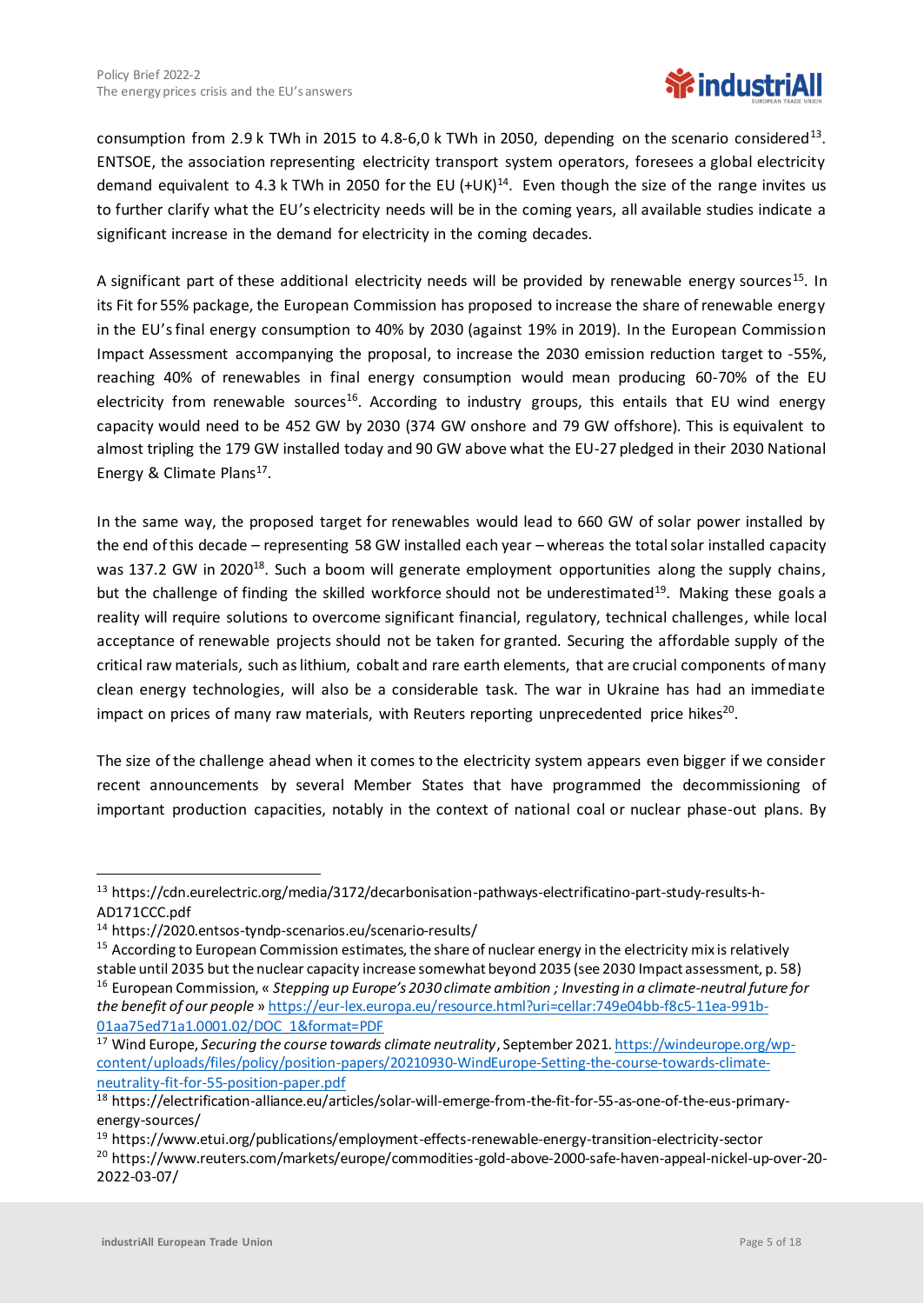consumption from 2.9 k TWh in 2015 to 4.8-6,0 k TWh in 2050, depending on the scenario considered[13]. ENTSOE, the association representing electricity transport system operators, foresees a global electricity demand equivalent to 4.3 k TWh in 2050 for the EU (+UK)[14]. Even though the size of the range invites us to further clarify what the EU's electricity needs will be in the coming years, all available studies indicate a significant increase in the demand for electricity in the coming decades.

A significant part of these additional electricity needs will be provided by renewable energy sources[15]. In its Fit for 55% package, the European Commission has proposed to increase the share of renewable energy in the EU's final energy consumption to 40% by 2030 (against 19% in 2019). In the European Commission Impact Assessment accompanying the proposal, to increase the 2030 emission reduction target to -55%, reaching 40% of renewables in final energy consumption would mean producing 60-70% of the EU electricity from renewable sources[16]. According to industry groups, this entails that EU wind energy capacity would need to be 452 GW by 2030 (374 GW onshore and 79 GW offshore). This is equivalent to almost tripling the 179 GW installed today and 90 GW above what the EU-27 pledged in their 2030 National Energy & Climate Plans[17].

In the same way, the proposed target for renewables would lead to 660 GW of solar power installed by the end of this decade – representing 58 GW installed each year – whereas the total solar installed capacity was 137.2 GW in 2020[18]. Such a boom will generate employment opportunities along the supply chains, but the challenge of finding the skilled workforce should not be underestimated[19]. Making these goals a reality will require solutions to overcome significant financial, regulatory, technical challenges, while local acceptance of renewable projects should not be taken for granted. Securing the affordable supply of the critical raw materials, such as lithium, cobalt and rare earth elements, that are crucial components of many clean energy technologies, will also be a considerable task. The war in Ukraine has had an immediate impact on prices of many raw materials, with Reuters reporting unprecedented price hikes[20].

The size of the challenge ahead when it comes to the electricity system appears even bigger if we consider recent announcements by several Member States that have programmed the decommissioning of important production capacities, notably in the context of national coal or nuclear phase-out plans. By

---

[13] https://cdn.eurelectric.org/media/3172/decarbonisation-pathways-electrificatino-part-study-results-h-AD171CCC.pdf

[14] https://2020.entsos-tyndp-scenarios.eu/scenario-results/

[15] According to European Commission estimates, the share of nuclear energy in the electricity mix is relatively stable until 2035 but the nuclear capacity increase somewhat beyond 2035 (see 2030 Impact assessment, p. 58)

[16] European Commission, « *Stepping up Europe's 2030 climate ambition ; Investing in a climate-neutral future for the benefit of our people* » https://eur-lex.europa.eu/resource.html?uri=cellar:749e04bb-f8c5-11ea-991b-01aa75ed71a1.0001.02/DOC_1&format=PDF

[17] Wind Europe, *Securing the course towards climate neutrality*, September 2021. https://windeurope.org/wp-content/uploads/files/policy/position-papers/20210930-WindEurope-Setting-the-course-towards-climate-neutrality-fit-for-55-position-paper.pdf

[18] https://electrification-alliance.eu/articles/solar-will-emerge-from-the-fit-for-55-as-one-of-the-eus-primary-energy-sources/

[19] https://www.etui.org/publications/employment-effects-renewable-energy-transition-electricity-sector

[20] https://www.reuters.com/markets/europe/commodities-gold-above-2000-safe-haven-appeal-nickel-up-over-20-2022-03-07/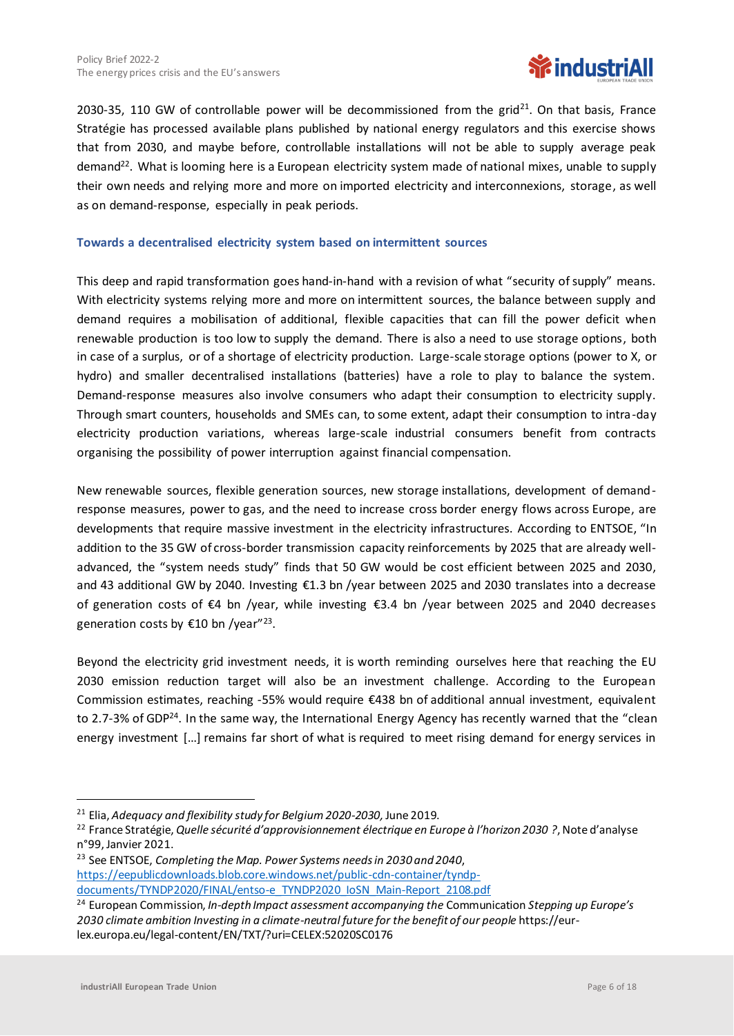2030-35, 110 GW of controllable power will be decommissioned from the grid[21]. On that basis, France Stratégie has processed available plans published by national energy regulators and this exercise shows that from 2030, and maybe before, controllable installations will not be able to supply average peak demand[22]. What is looming here is a European electricity system made of national mixes, unable to supply their own needs and relying more and more on imported electricity and interconnexions, storage, as well as on demand-response, especially in peak periods.

### Towards a decentralised electricity system based on intermittent sources

This deep and rapid transformation goes hand-in-hand with a revision of what "security of supply" means. With electricity systems relying more and more on intermittent sources, the balance between supply and demand requires a mobilisation of additional, flexible capacities that can fill the power deficit when renewable production is too low to supply the demand. There is also a need to use storage options, both in case of a surplus, or of a shortage of electricity production. Large-scale storage options (power to X, or hydro) and smaller decentralised installations (batteries) have a role to play to balance the system. Demand-response measures also involve consumers who adapt their consumption to electricity supply. Through smart counters, households and SMEs can, to some extent, adapt their consumption to intra-day electricity production variations, whereas large-scale industrial consumers benefit from contracts organising the possibility of power interruption against financial compensation.

New renewable sources, flexible generation sources, new storage installations, development of demand-response measures, power to gas, and the need to increase cross border energy flows across Europe, are developments that require massive investment in the electricity infrastructures. According to ENTSOE, "In addition to the 35 GW of cross-border transmission capacity reinforcements by 2025 that are already well-advanced, the "system needs study" finds that 50 GW would be cost efficient between 2025 and 2030, and 43 additional GW by 2040. Investing €1.3 bn /year between 2025 and 2030 translates into a decrease of generation costs of €4 bn /year, while investing €3.4 bn /year between 2025 and 2040 decreases generation costs by €10 bn /year"[23].

Beyond the electricity grid investment needs, it is worth reminding ourselves here that reaching the EU 2030 emission reduction target will also be an investment challenge. According to the European Commission estimates, reaching -55% would require €438 bn of additional annual investment, equivalent to 2.7-3% of GDP[24]. In the same way, the International Energy Agency has recently warned that the "clean energy investment […] remains far short of what is required to meet rising demand for energy services in

---

[21] Elia, *Adequacy and flexibility study for Belgium 2020-2030*, June 2019.

[22] France Stratégie, *Quelle sécurité d'approvisionnement électrique en Europe à l'horizon 2030 ?*, Note d'analyse n°99, Janvier 2021.

[23] See ENTSOE, *Completing the Map. Power Systems needs in 2030 and 2040*, https://eepublicdownloads.blob.core.windows.net/public-cdn-container/tyndp-documents/TYNDP2020/FINAL/entso-e_TYNDP2020_IoSN_Main-Report_2108.pdf

[24] European Commission, *In-depth Impact assessment accompanying the* Communication *Stepping up Europe's 2030 climate ambition Investing in a climate-neutral future for the benefit of our people* https://eur-lex.europa.eu/legal-content/EN/TXT/?uri=CELEX:52020SC0176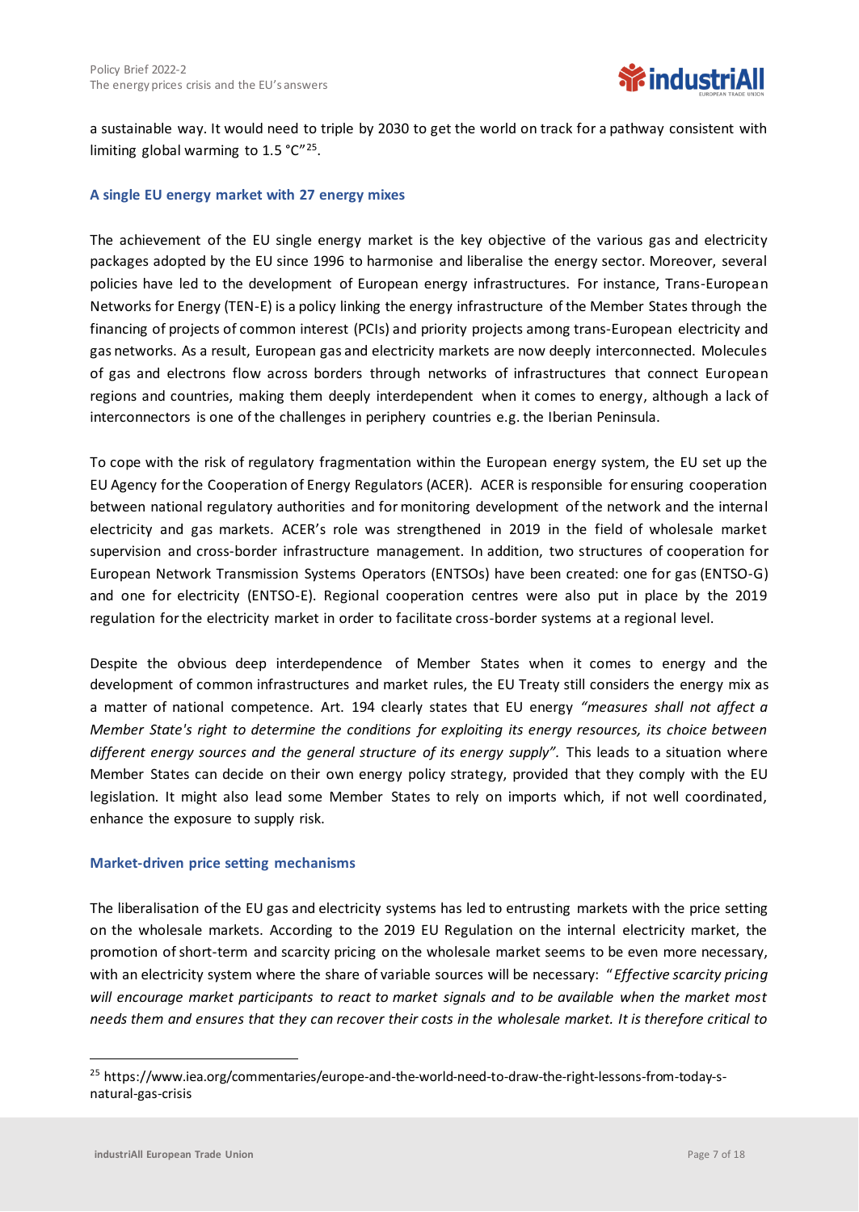a sustainable way. It would need to triple by 2030 to get the world on track for a pathway consistent with limiting global warming to 1.5 °C"[25].

### A single EU energy market with 27 energy mixes

The achievement of the EU single energy market is the key objective of the various gas and electricity packages adopted by the EU since 1996 to harmonise and liberalise the energy sector. Moreover, several policies have led to the development of European energy infrastructures. For instance, Trans-European Networks for Energy (TEN-E) is a policy linking the energy infrastructure of the Member States through the financing of projects of common interest (PCIs) and priority projects among trans-European electricity and gas networks. As a result, European gas and electricity markets are now deeply interconnected. Molecules of gas and electrons flow across borders through networks of infrastructures that connect European regions and countries, making them deeply interdependent when it comes to energy, although a lack of interconnectors is one of the challenges in periphery countries e.g. the Iberian Peninsula.

To cope with the risk of regulatory fragmentation within the European energy system, the EU set up the EU Agency for the Cooperation of Energy Regulators (ACER). ACER is responsible for ensuring cooperation between national regulatory authorities and for monitoring development of the network and the internal electricity and gas markets. ACER's role was strengthened in 2019 in the field of wholesale market supervision and cross-border infrastructure management. In addition, two structures of cooperation for European Network Transmission Systems Operators (ENTSOs) have been created: one for gas (ENTSO-G) and one for electricity (ENTSO-E). Regional cooperation centres were also put in place by the 2019 regulation for the electricity market in order to facilitate cross-border systems at a regional level.

Despite the obvious deep interdependence of Member States when it comes to energy and the development of common infrastructures and market rules, the EU Treaty still considers the energy mix as a matter of national competence. Art. 194 clearly states that EU energy *"measures shall not affect a Member State's right to determine the conditions for exploiting its energy resources, its choice between different energy sources and the general structure of its energy supply".* This leads to a situation where Member States can decide on their own energy policy strategy, provided that they comply with the EU legislation. It might also lead some Member States to rely on imports which, if not well coordinated, enhance the exposure to supply risk.

### Market-driven price setting mechanisms

The liberalisation of the EU gas and electricity systems has led to entrusting markets with the price setting on the wholesale markets. According to the 2019 EU Regulation on the internal electricity market, the promotion of short-term and scarcity pricing on the wholesale market seems to be even more necessary, with an electricity system where the share of variable sources will be necessary: "*Effective scarcity pricing will encourage market participants to react to market signals and to be available when the market most needs them and ensures that they can recover their costs in the wholesale market. It is therefore critical to*

---

[25] https://www.iea.org/commentaries/europe-and-the-world-need-to-draw-the-right-lessons-from-today-s-natural-gas-crisis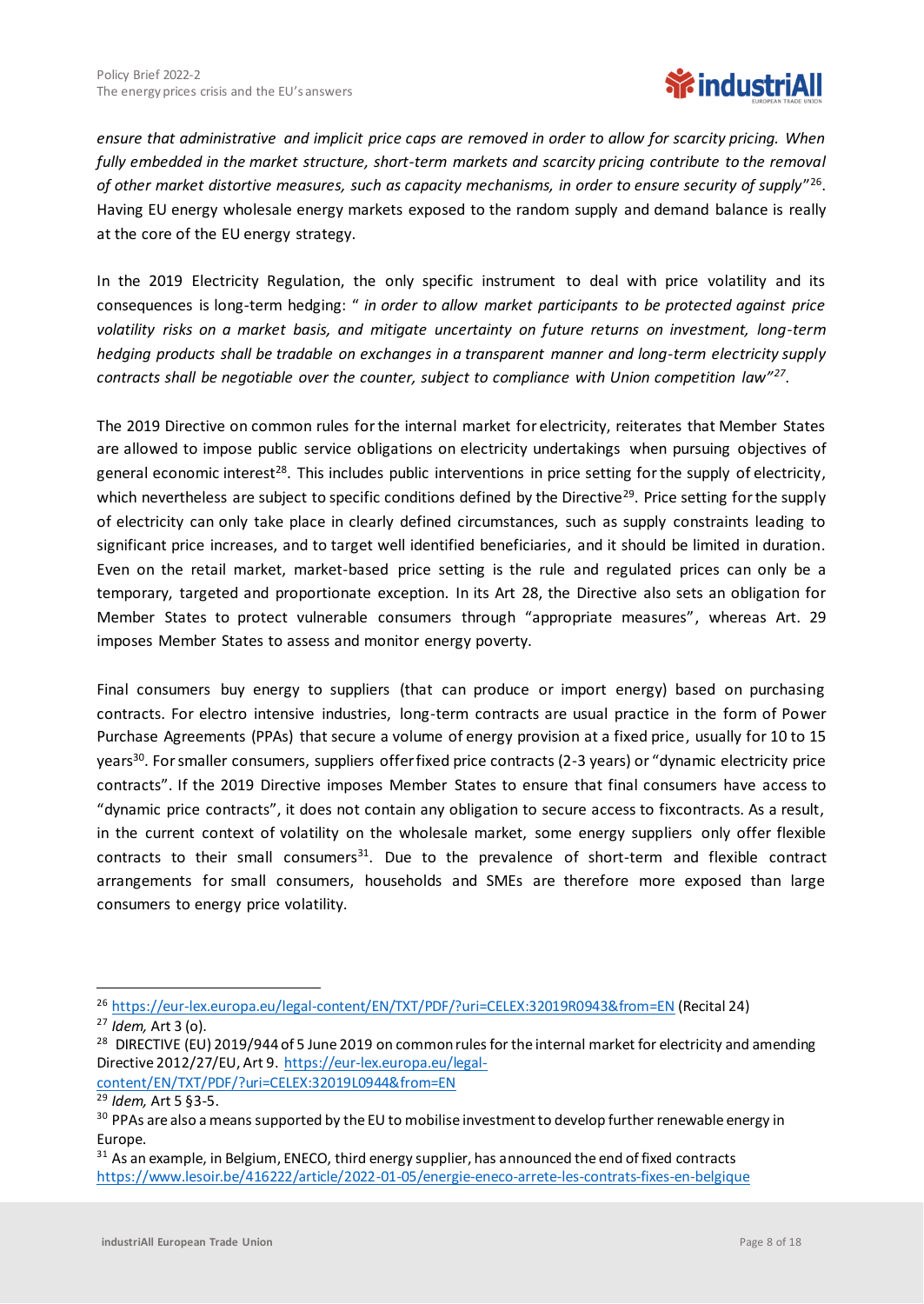*ensure that administrative and implicit price caps are removed in order to allow for scarcity pricing. When fully embedded in the market structure, short-term markets and scarcity pricing contribute to the removal of other market distortive measures, such as capacity mechanisms, in order to ensure security of supply*"[26]. Having EU energy wholesale energy markets exposed to the random supply and demand balance is really at the core of the EU energy strategy.

In the 2019 Electricity Regulation, the only specific instrument to deal with price volatility and its consequences is long-term hedging: " *in order to allow market participants to be protected against price volatility risks on a market basis, and mitigate uncertainty on future returns on investment, long-term hedging products shall be tradable on exchanges in a transparent manner and long-term electricity supply contracts shall be negotiable over the counter, subject to compliance with Union competition law*"[27].

The 2019 Directive on common rules for the internal market for electricity, reiterates that Member States are allowed to impose public service obligations on electricity undertakings when pursuing objectives of general economic interest[28]. This includes public interventions in price setting for the supply of electricity, which nevertheless are subject to specific conditions defined by the Directive[29]. Price setting for the supply of electricity can only take place in clearly defined circumstances, such as supply constraints leading to significant price increases, and to target well identified beneficiaries, and it should be limited in duration. Even on the retail market, market-based price setting is the rule and regulated prices can only be a temporary, targeted and proportionate exception. In its Art 28, the Directive also sets an obligation for Member States to protect vulnerable consumers through "appropriate measures", whereas Art. 29 imposes Member States to assess and monitor energy poverty.

Final consumers buy energy to suppliers (that can produce or import energy) based on purchasing contracts. For electro intensive industries, long-term contracts are usual practice in the form of Power Purchase Agreements (PPAs) that secure a volume of energy provision at a fixed price, usually for 10 to 15 years[30]. For smaller consumers, suppliers offer fixed price contracts (2-3 years) or "dynamic electricity price contracts". If the 2019 Directive imposes Member States to ensure that final consumers have access to "dynamic price contracts", it does not contain any obligation to secure access to fixcontracts. As a result, in the current context of volatility on the wholesale market, some energy suppliers only offer flexible contracts to their small consumers[31]. Due to the prevalence of short-term and flexible contract arrangements for small consumers, households and SMEs are therefore more exposed than large consumers to energy price volatility.

---

[26] https://eur-lex.europa.eu/legal-content/EN/TXT/PDF/?uri=CELEX:32019R0943&from=EN (Recital 24)

[27] *Idem,* Art 3 (o).

[28] DIRECTIVE (EU) 2019/944 of 5 June 2019 on common rules for the internal market for electricity and amending Directive 2012/27/EU, Art 9. https://eur-lex.europa.eu/legal-content/EN/TXT/PDF/?uri=CELEX:32019L0944&from=EN

[29] *Idem,* Art 5 §3-5.

[30] PPAs are also a means supported by the EU to mobilise investment to develop further renewable energy in Europe.

[31] As an example, in Belgium, ENECO, third energy supplier, has announced the end of fixed contracts https://www.lesoir.be/416222/article/2022-01-05/energie-eneco-arrete-les-contrats-fixes-en-belgique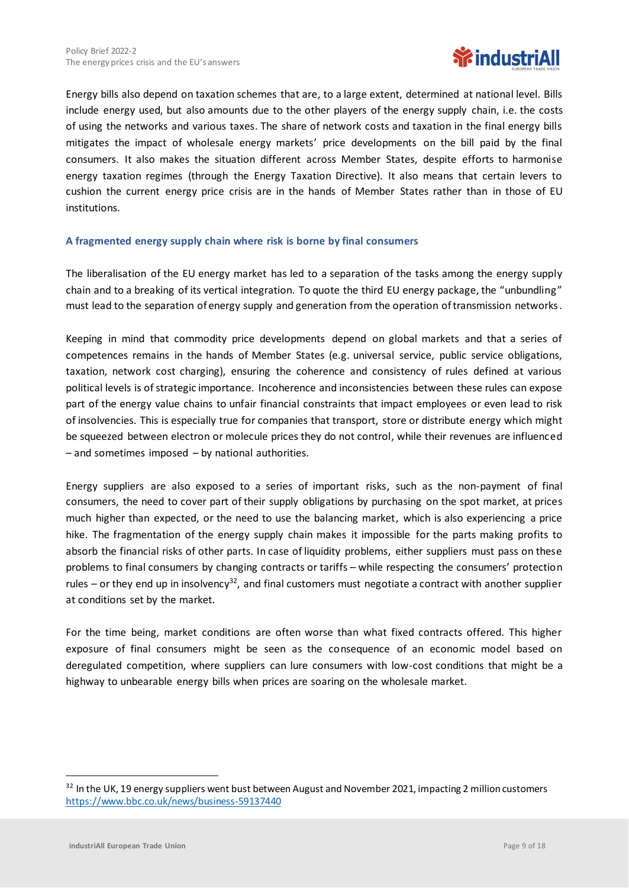Energy bills also depend on taxation schemes that are, to a large extent, determined at national level. Bills include energy used, but also amounts due to the other players of the energy supply chain, i.e. the costs of using the networks and various taxes. The share of network costs and taxation in the final energy bills mitigates the impact of wholesale energy markets' price developments on the bill paid by the final consumers. It also makes the situation different across Member States, despite efforts to harmonise energy taxation regimes (through the Energy Taxation Directive). It also means that certain levers to cushion the current energy price crisis are in the hands of Member States rather than in those of EU institutions.

### A fragmented energy supply chain where risk is borne by final consumers

The liberalisation of the EU energy market has led to a separation of the tasks among the energy supply chain and to a breaking of its vertical integration. To quote the third EU energy package, the "unbundling" must lead to the separation of energy supply and generation from the operation of transmission networks.

Keeping in mind that commodity price developments depend on global markets and that a series of competences remains in the hands of Member States (e.g. universal service, public service obligations, taxation, network cost charging), ensuring the coherence and consistency of rules defined at various political levels is of strategic importance. Incoherence and inconsistencies between these rules can expose part of the energy value chains to unfair financial constraints that impact employees or even lead to risk of insolvencies. This is especially true for companies that transport, store or distribute energy which might be squeezed between electron or molecule prices they do not control, while their revenues are influenced – and sometimes imposed – by national authorities.

Energy suppliers are also exposed to a series of important risks, such as the non-payment of final consumers, the need to cover part of their supply obligations by purchasing on the spot market, at prices much higher than expected, or the need to use the balancing market, which is also experiencing a price hike. The fragmentation of the energy supply chain makes it impossible for the parts making profits to absorb the financial risks of other parts. In case of liquidity problems, either suppliers must pass on these problems to final consumers by changing contracts or tariffs – while respecting the consumers' protection rules – or they end up in insolvency[32], and final customers must negotiate a contract with another supplier at conditions set by the market.

For the time being, market conditions are often worse than what fixed contracts offered. This higher exposure of final consumers might be seen as the consequence of an economic model based on deregulated competition, where suppliers can lure consumers with low-cost conditions that might be a highway to unbearable energy bills when prices are soaring on the wholesale market.

---

[32] In the UK, 19 energy suppliers went bust between August and November 2021, impacting 2 million customers https://www.bbc.co.uk/news/business-59137440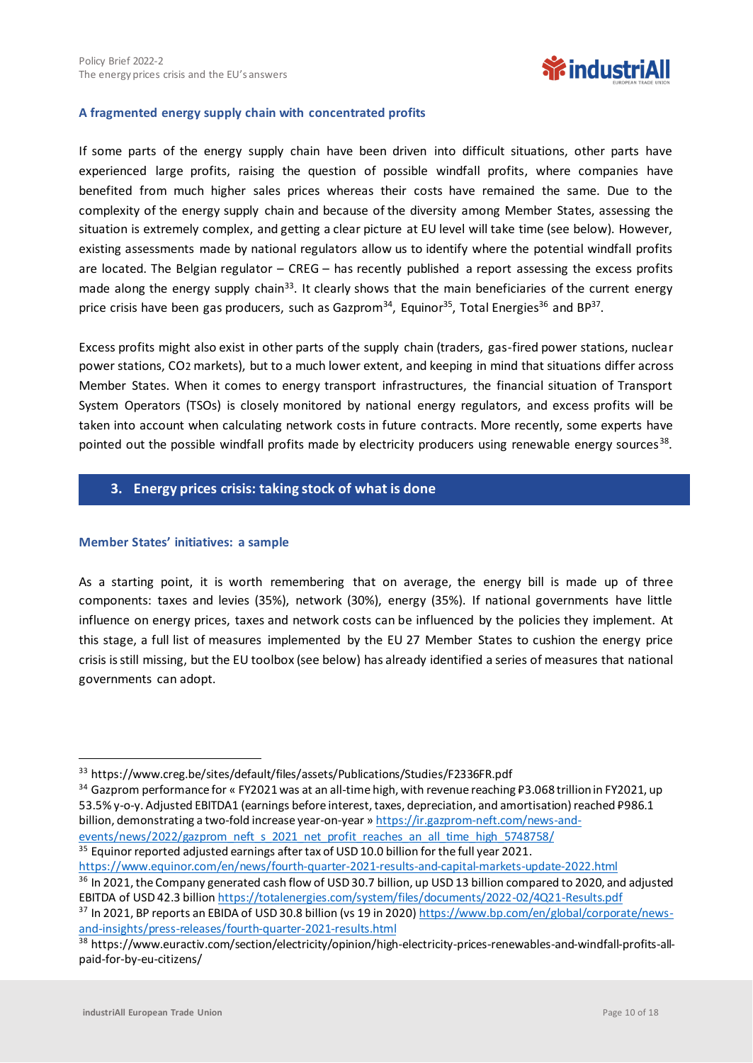### A fragmented energy supply chain with concentrated profits

If some parts of the energy supply chain have been driven into difficult situations, other parts have experienced large profits, raising the question of possible windfall profits, where companies have benefited from much higher sales prices whereas their costs have remained the same. Due to the complexity of the energy supply chain and because of the diversity among Member States, assessing the situation is extremely complex, and getting a clear picture at EU level will take time (see below). However, existing assessments made by national regulators allow us to identify where the potential windfall profits are located. The Belgian regulator – CREG – has recently published a report assessing the excess profits made along the energy supply chain[33]. It clearly shows that the main beneficiaries of the current energy price crisis have been gas producers, such as Gazprom[34], Equinor[35], Total Energies[36] and BP[37].

Excess profits might also exist in other parts of the supply chain (traders, gas-fired power stations, nuclear power stations, $CO_2$ markets), but to a much lower extent, and keeping in mind that situations differ across Member States. When it comes to energy transport infrastructures, the financial situation of Transport System Operators (TSOs) is closely monitored by national energy regulators, and excess profits will be taken into account when calculating network costs in future contracts. More recently, some experts have pointed out the possible windfall profits made by electricity producers using renewable energy sources[38].

## 3. Energy prices crisis: taking stock of what is done

### Member States' initiatives: a sample

As a starting point, it is worth remembering that on average, the energy bill is made up of three components: taxes and levies (35%), network (30%), energy (35%). If national governments have little influence on energy prices, taxes and network costs can be influenced by the policies they implement. At this stage, a full list of measures implemented by the EU 27 Member States to cushion the energy price crisis is still missing, but the EU toolbox (see below) has already identified a series of measures that national governments can adopt.

---

[33] https://www.creg.be/sites/default/files/assets/Publications/Studies/F2336FR.pdf

[34] Gazprom performance for « FY2021 was at an all-time high, with revenue reaching ₽3.068 trillion in FY2021, up 53.5% y-o-y. Adjusted EBITDA1 (earnings before interest, taxes, depreciation, and amortisation) reached ₽986.1 billion, demonstrating a two-fold increase year-on-year » https://ir.gazprom-neft.com/news-and-events/news/2022/gazprom_neft_s_2021_net_profit_reaches_an_all_time_high_5748758/

[35] Equinor reported adjusted earnings after tax of USD 10.0 billion for the full year 2021. https://www.equinor.com/en/news/fourth-quarter-2021-results-and-capital-markets-update-2022.html

[36] In 2021, the Company generated cash flow of USD 30.7 billion, up USD 13 billion compared to 2020, and adjusted EBITDA of USD 42.3 billion https://totalenergies.com/system/files/documents/2022-02/4Q21-Results.pdf

[37] In 2021, BP reports an EBIDA of USD 30.8 billion (vs 19 in 2020) https://www.bp.com/en/global/corporate/news-and-insights/press-releases/fourth-quarter-2021-results.html

[38] https://www.euractiv.com/section/electricity/opinion/high-electricity-prices-renewables-and-windfall-profits-all-paid-for-by-eu-citizens/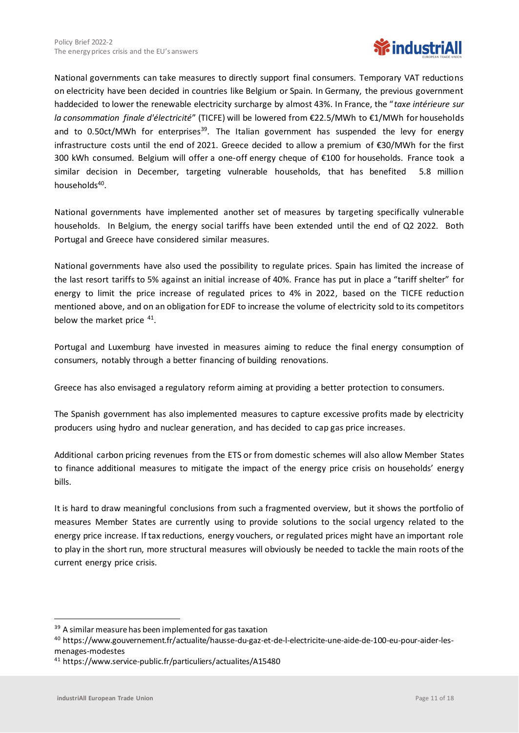National governments can take measures to directly support final consumers. Temporary VAT reductions on electricity have been decided in countries like Belgium or Spain. In Germany, the previous government haddecided to lower the renewable electricity surcharge by almost 43%. In France, the "*taxe intérieure sur la consommation finale d'électricité*" (TICFE) will be lowered from €22.5/MWh to €1/MWh for households and to 0.50ct/MWh for enterprises[39]. The Italian government has suspended the levy for energy infrastructure costs until the end of 2021. Greece decided to allow a premium of €30/MWh for the first 300 kWh consumed. Belgium will offer a one-off energy cheque of €100 for households. France took a similar decision in December, targeting vulnerable households, that has benefited 5.8 million households[40].

National governments have implemented another set of measures by targeting specifically vulnerable households. In Belgium, the energy social tariffs have been extended until the end of Q2 2022. Both Portugal and Greece have considered similar measures.

National governments have also used the possibility to regulate prices. Spain has limited the increase of the last resort tariffs to 5% against an initial increase of 40%. France has put in place a "tariff shelter" for energy to limit the price increase of regulated prices to 4% in 2022, based on the TICFE reduction mentioned above, and on an obligation for EDF to increase the volume of electricity sold to its competitors below the market price [41].

Portugal and Luxemburg have invested in measures aiming to reduce the final energy consumption of consumers, notably through a better financing of building renovations.

Greece has also envisaged a regulatory reform aiming at providing a better protection to consumers.

The Spanish government has also implemented measures to capture excessive profits made by electricity producers using hydro and nuclear generation, and has decided to cap gas price increases.

Additional carbon pricing revenues from the ETS or from domestic schemes will also allow Member States to finance additional measures to mitigate the impact of the energy price crisis on households' energy bills.

It is hard to draw meaningful conclusions from such a fragmented overview, but it shows the portfolio of measures Member States are currently using to provide solutions to the social urgency related to the energy price increase. If tax reductions, energy vouchers, or regulated prices might have an important role to play in the short run, more structural measures will obviously be needed to tackle the main roots of the current energy price crisis.

---

[39] A similar measure has been implemented for gas taxation

[40] https://www.gouvernement.fr/actualite/hausse-du-gaz-et-de-l-electricite-une-aide-de-100-eu-pour-aider-les-menages-modestes

[41] https://www.service-public.fr/particuliers/actualites/A15480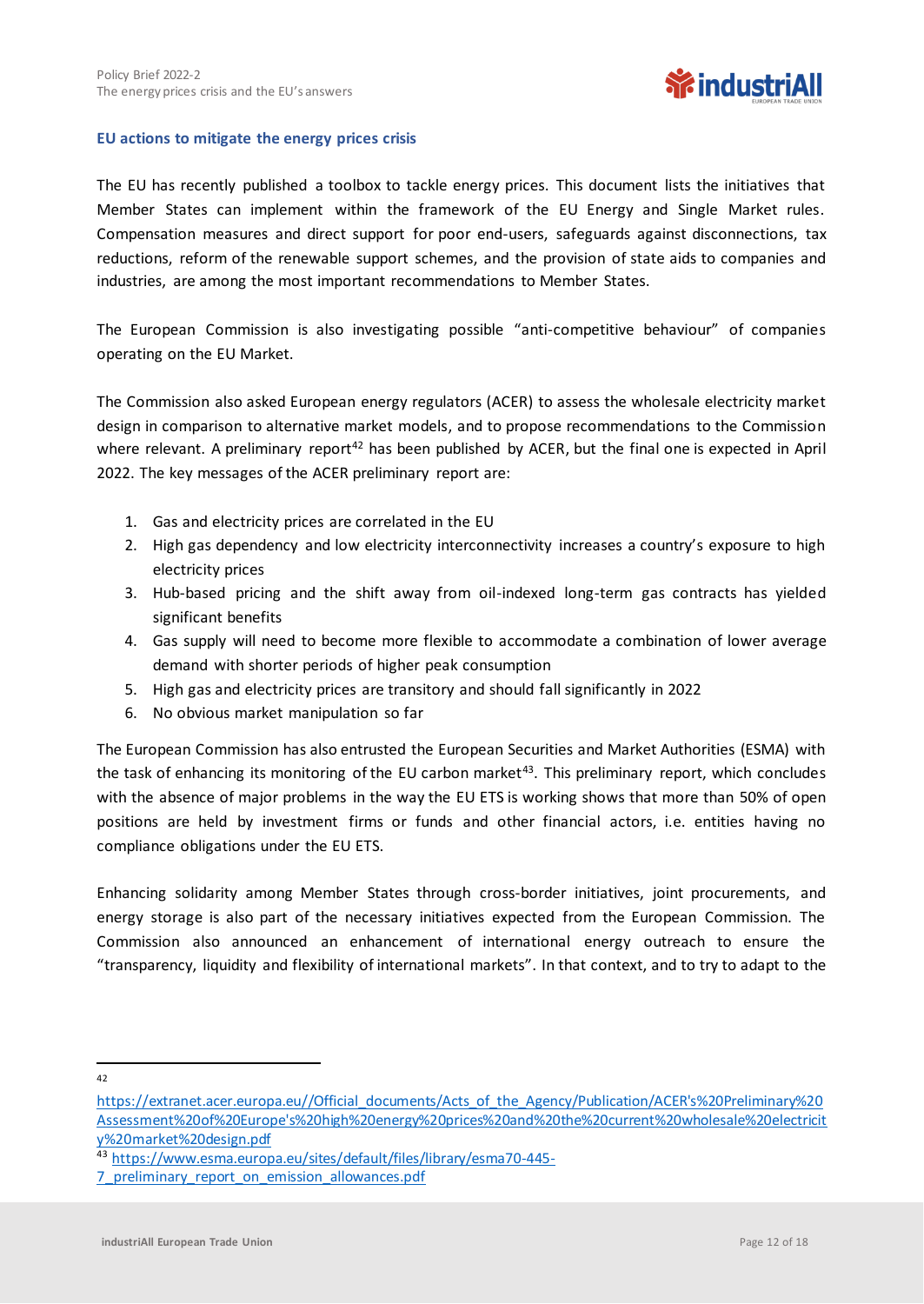### EU actions to mitigate the energy prices crisis

The EU has recently published a toolbox to tackle energy prices. This document lists the initiatives that Member States can implement within the framework of the EU Energy and Single Market rules. Compensation measures and direct support for poor end-users, safeguards against disconnections, tax reductions, reform of the renewable support schemes, and the provision of state aids to companies and industries, are among the most important recommendations to Member States.

The European Commission is also investigating possible “anti-competitive behaviour” of companies operating on the EU Market.

The Commission also asked European energy regulators (ACER) to assess the wholesale electricity market design in comparison to alternative market models, and to propose recommendations to the Commission where relevant. A preliminary report[42] has been published by ACER, but the final one is expected in April 2022. The key messages of the ACER preliminary report are:

1. Gas and electricity prices are correlated in the EU
2. High gas dependency and low electricity interconnectivity increases a country’s exposure to high electricity prices
3. Hub-based pricing and the shift away from oil-indexed long-term gas contracts has yielded significant benefits
4. Gas supply will need to become more flexible to accommodate a combination of lower average demand with shorter periods of higher peak consumption
5. High gas and electricity prices are transitory and should fall significantly in 2022
6. No obvious market manipulation so far

The European Commission has also entrusted the European Securities and Market Authorities (ESMA) with the task of enhancing its monitoring of the EU carbon market[43]. This preliminary report, which concludes with the absence of major problems in the way the EU ETS is working shows that more than 50% of open positions are held by investment firms or funds and other financial actors, i.e. entities having no compliance obligations under the EU ETS.

Enhancing solidarity among Member States through cross-border initiatives, joint procurements, and energy storage is also part of the necessary initiatives expected from the European Commission. The Commission also announced an enhancement of international energy outreach to ensure the “transparency, liquidity and flexibility of international markets”. In that context, and to try to adapt to the

---

[42] https://extranet.acer.europa.eu//Official_documents/Acts_of_the_Agency/Publication/ACER's%20Preliminary%20Assessment%20of%20Europe's%20high%20energy%20prices%20and%20the%20current%20wholesale%20electricity%20market%20design.pdf

[43] https://www.esma.europa.eu/sites/default/files/library/esma70-445-7_preliminary_report_on_emission_allowances.pdf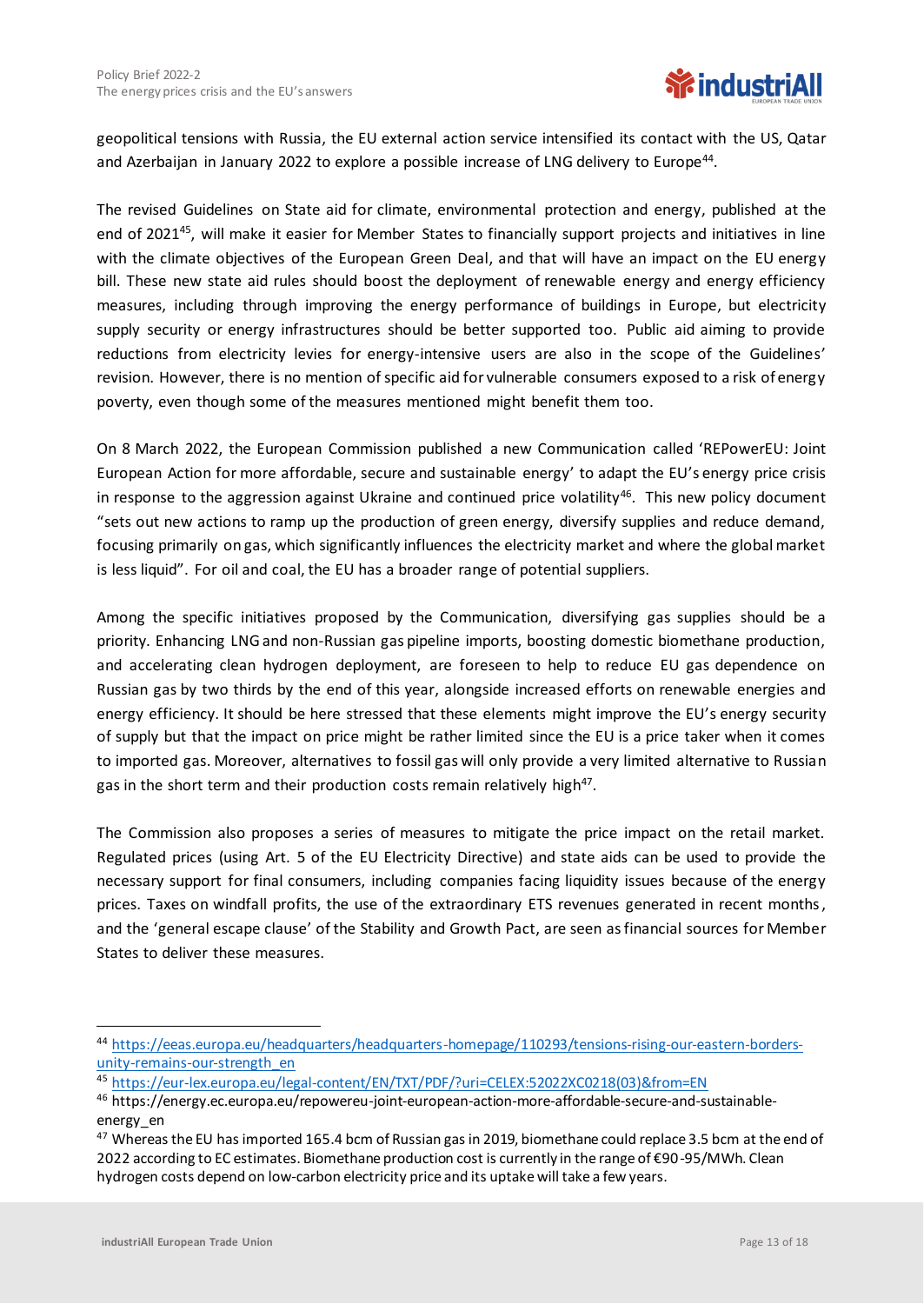geopolitical tensions with Russia, the EU external action service intensified its contact with the US, Qatar and Azerbaijan in January 2022 to explore a possible increase of LNG delivery to Europe[44].

The revised Guidelines on State aid for climate, environmental protection and energy, published at the end of 2021[45], will make it easier for Member States to financially support projects and initiatives in line with the climate objectives of the European Green Deal, and that will have an impact on the EU energy bill. These new state aid rules should boost the deployment of renewable energy and energy efficiency measures, including through improving the energy performance of buildings in Europe, but electricity supply security or energy infrastructures should be better supported too. Public aid aiming to provide reductions from electricity levies for energy-intensive users are also in the scope of the Guidelines' revision. However, there is no mention of specific aid for vulnerable consumers exposed to a risk of energy poverty, even though some of the measures mentioned might benefit them too.

On 8 March 2022, the European Commission published a new Communication called 'REPowerEU: Joint European Action for more affordable, secure and sustainable energy' to adapt the EU's energy price crisis in response to the aggression against Ukraine and continued price volatility[46]. This new policy document "sets out new actions to ramp up the production of green energy, diversify supplies and reduce demand, focusing primarily on gas, which significantly influences the electricity market and where the global market is less liquid". For oil and coal, the EU has a broader range of potential suppliers.

Among the specific initiatives proposed by the Communication, diversifying gas supplies should be a priority. Enhancing LNG and non-Russian gas pipeline imports, boosting domestic biomethane production, and accelerating clean hydrogen deployment, are foreseen to help to reduce EU gas dependence on Russian gas by two thirds by the end of this year, alongside increased efforts on renewable energies and energy efficiency. It should be here stressed that these elements might improve the EU's energy security of supply but that the impact on price might be rather limited since the EU is a price taker when it comes to imported gas. Moreover, alternatives to fossil gas will only provide a very limited alternative to Russian gas in the short term and their production costs remain relatively high[47].

The Commission also proposes a series of measures to mitigate the price impact on the retail market. Regulated prices (using Art. 5 of the EU Electricity Directive) and state aids can be used to provide the necessary support for final consumers, including companies facing liquidity issues because of the energy prices. Taxes on windfall profits, the use of the extraordinary ETS revenues generated in recent months, and the 'general escape clause' of the Stability and Growth Pact, are seen as financial sources for Member States to deliver these measures.

---

[44] https://eeas.europa.eu/headquarters/headquarters-homepage/110293/tensions-rising-our-eastern-borders-unity-remains-our-strength_en

[45] https://eur-lex.europa.eu/legal-content/EN/TXT/PDF/?uri=CELEX:52022XC0218(03)&from=EN

[46] https://energy.ec.europa.eu/repowereu-joint-european-action-more-affordable-secure-and-sustainable-energy_en

[47] Whereas the EU has imported 165.4 bcm of Russian gas in 2019, biomethane could replace 3.5 bcm at the end of 2022 according to EC estimates. Biomethane production cost is currently in the range of €90-95/MWh. Clean hydrogen costs depend on low-carbon electricity price and its uptake will take a few years.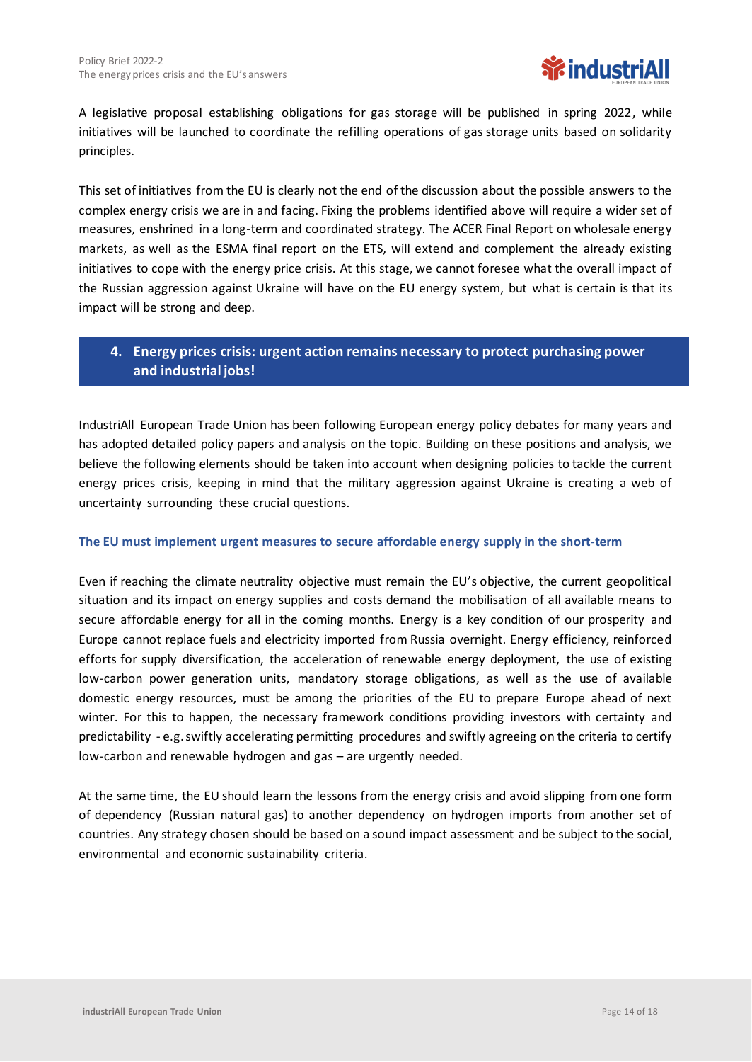A legislative proposal establishing obligations for gas storage will be published in spring 2022, while initiatives will be launched to coordinate the refilling operations of gas storage units based on solidarity principles.

This set of initiatives from the EU is clearly not the end of the discussion about the possible answers to the complex energy crisis we are in and facing. Fixing the problems identified above will require a wider set of measures, enshrined in a long-term and coordinated strategy. The ACER Final Report on wholesale energy markets, as well as the ESMA final report on the ETS, will extend and complement the already existing initiatives to cope with the energy price crisis. At this stage, we cannot foresee what the overall impact of the Russian aggression against Ukraine will have on the EU energy system, but what is certain is that its impact will be strong and deep.

## 4. Energy prices crisis: urgent action remains necessary to protect purchasing power and industrial jobs!

IndustriAll European Trade Union has been following European energy policy debates for many years and has adopted detailed policy papers and analysis on the topic. Building on these positions and analysis, we believe the following elements should be taken into account when designing policies to tackle the current energy prices crisis, keeping in mind that the military aggression against Ukraine is creating a web of uncertainty surrounding these crucial questions.

### The EU must implement urgent measures to secure affordable energy supply in the short-term

Even if reaching the climate neutrality objective must remain the EU's objective, the current geopolitical situation and its impact on energy supplies and costs demand the mobilisation of all available means to secure affordable energy for all in the coming months. Energy is a key condition of our prosperity and Europe cannot replace fuels and electricity imported from Russia overnight. Energy efficiency, reinforced efforts for supply diversification, the acceleration of renewable energy deployment, the use of existing low-carbon power generation units, mandatory storage obligations, as well as the use of available domestic energy resources, must be among the priorities of the EU to prepare Europe ahead of next winter. For this to happen, the necessary framework conditions providing investors with certainty and predictability - e.g. swiftly accelerating permitting procedures and swiftly agreeing on the criteria to certify low-carbon and renewable hydrogen and gas – are urgently needed.

At the same time, the EU should learn the lessons from the energy crisis and avoid slipping from one form of dependency (Russian natural gas) to another dependency on hydrogen imports from another set of countries. Any strategy chosen should be based on a sound impact assessment and be subject to the social, environmental and economic sustainability criteria.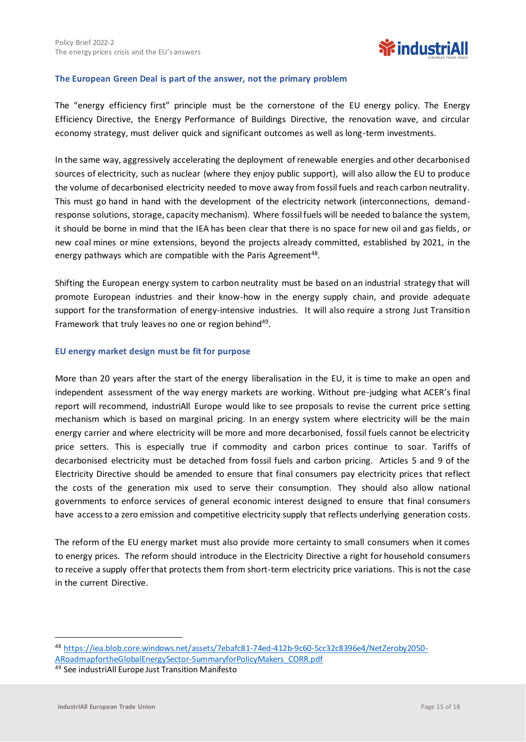### The European Green Deal is part of the answer, not the primary problem

The "energy efficiency first" principle must be the cornerstone of the EU energy policy. The Energy Efficiency Directive, the Energy Performance of Buildings Directive, the renovation wave, and circular economy strategy, must deliver quick and significant outcomes as well as long-term investments.

In the same way, aggressively accelerating the deployment of renewable energies and other decarbonised sources of electricity, such as nuclear (where they enjoy public support), will also allow the EU to produce the volume of decarbonised electricity needed to move away from fossil fuels and reach carbon neutrality. This must go hand in hand with the development of the electricity network (interconnections, demand-response solutions, storage, capacity mechanism). Where fossil fuels will be needed to balance the system, it should be borne in mind that the IEA has been clear that there is no space for new oil and gas fields, or new coal mines or mine extensions, beyond the projects already committed, established by 2021, in the energy pathways which are compatible with the Paris Agreement[48].

Shifting the European energy system to carbon neutrality must be based on an industrial strategy that will promote European industries and their know-how in the energy supply chain, and provide adequate support for the transformation of energy-intensive industries. It will also require a strong Just Transition Framework that truly leaves no one or region behind[49].

### EU energy market design must be fit for purpose

More than 20 years after the start of the energy liberalisation in the EU, it is time to make an open and independent assessment of the way energy markets are working. Without pre-judging what ACER's final report will recommend, industriAll Europe would like to see proposals to revise the current price setting mechanism which is based on marginal pricing. In an energy system where electricity will be the main energy carrier and where electricity will be more and more decarbonised, fossil fuels cannot be electricity price setters. This is especially true if commodity and carbon prices continue to soar. Tariffs of decarbonised electricity must be detached from fossil fuels and carbon pricing. Articles 5 and 9 of the Electricity Directive should be amended to ensure that final consumers pay electricity prices that reflect the costs of the generation mix used to serve their consumption. They should also allow national governments to enforce services of general economic interest designed to ensure that final consumers have access to a zero emission and competitive electricity supply that reflects underlying generation costs.

The reform of the EU energy market must also provide more certainty to small consumers when it comes to energy prices. The reform should introduce in the Electricity Directive a right for household consumers to receive a supply offer that protects them from short-term electricity price variations. This is not the case in the current Directive.

---

[48] https://iea.blob.core.windows.net/assets/7ebafc81-74ed-412b-9c60-5cc32c8396e4/NetZeroby2050-ARoadmapfortheGlobalEnergySector-SummaryforPolicyMakers_CORR.pdf

[49] See industriAll Europe Just Transition Manifesto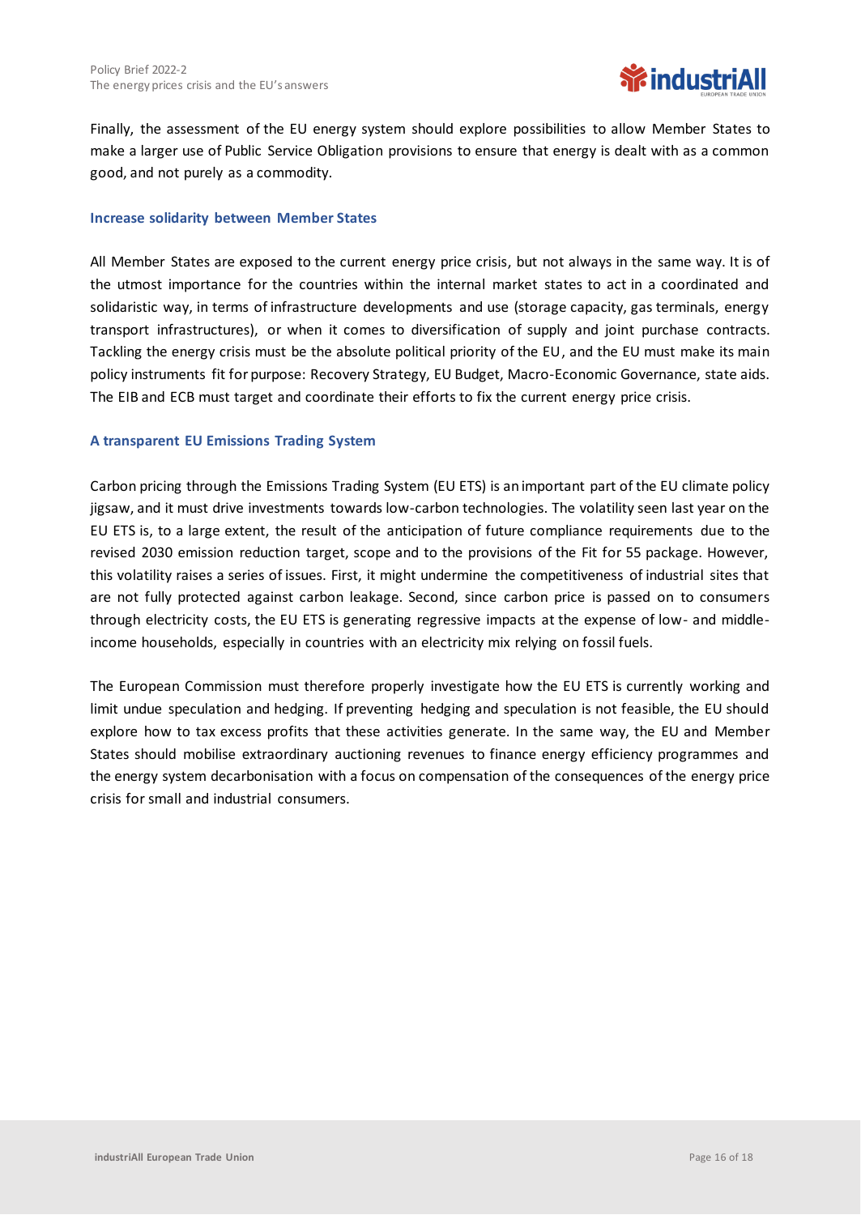Finally, the assessment of the EU energy system should explore possibilities to allow Member States to make a larger use of Public Service Obligation provisions to ensure that energy is dealt with as a common good, and not purely as a commodity.

### Increase solidarity between Member States

All Member States are exposed to the current energy price crisis, but not always in the same way. It is of the utmost importance for the countries within the internal market states to act in a coordinated and solidaristic way, in terms of infrastructure developments and use (storage capacity, gas terminals, energy transport infrastructures), or when it comes to diversification of supply and joint purchase contracts. Tackling the energy crisis must be the absolute political priority of the EU, and the EU must make its main policy instruments fit for purpose: Recovery Strategy, EU Budget, Macro-Economic Governance, state aids. The EIB and ECB must target and coordinate their efforts to fix the current energy price crisis.

### A transparent EU Emissions Trading System

Carbon pricing through the Emissions Trading System (EU ETS) is an important part of the EU climate policy jigsaw, and it must drive investments towards low-carbon technologies. The volatility seen last year on the EU ETS is, to a large extent, the result of the anticipation of future compliance requirements due to the revised 2030 emission reduction target, scope and to the provisions of the Fit for 55 package. However, this volatility raises a series of issues. First, it might undermine the competitiveness of industrial sites that are not fully protected against carbon leakage. Second, since carbon price is passed on to consumers through electricity costs, the EU ETS is generating regressive impacts at the expense of low- and middle-income households, especially in countries with an electricity mix relying on fossil fuels.

The European Commission must therefore properly investigate how the EU ETS is currently working and limit undue speculation and hedging. If preventing hedging and speculation is not feasible, the EU should explore how to tax excess profits that these activities generate. In the same way, the EU and Member States should mobilise extraordinary auctioning revenues to finance energy efficiency programmes and the energy system decarbonisation with a focus on compensation of the consequences of the energy price crisis for small and industrial consumers.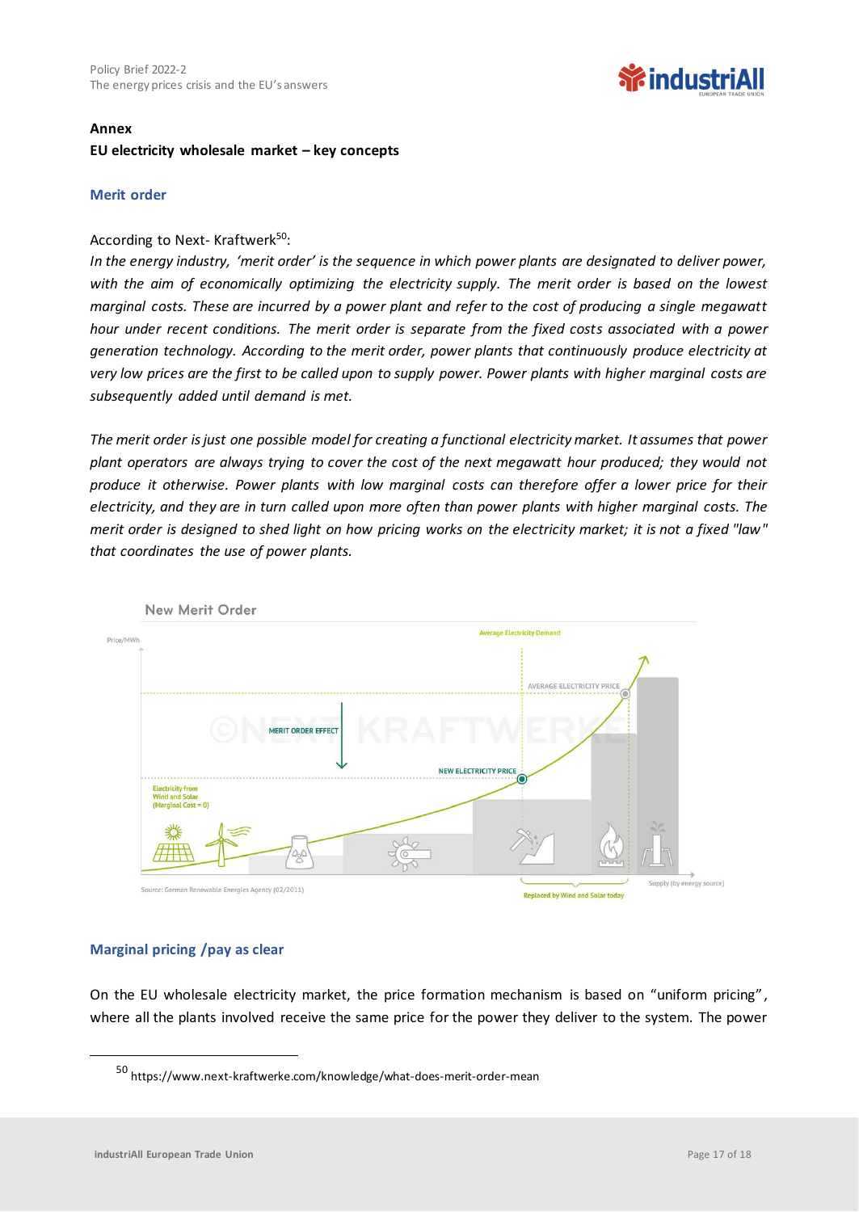## Annex

## EU electricity wholesale market – key concepts

### Merit order

According to Next- Kraftwerk[50]:

*In the energy industry, 'merit order' is the sequence in which power plants are designated to deliver power, with the aim of economically optimizing the electricity supply. The merit order is based on the lowest marginal costs. These are incurred by a power plant and refer to the cost of producing a single megawatt hour under recent conditions. The merit order is separate from the fixed costs associated with a power generation technology. According to the merit order, power plants that continuously produce electricity at very low prices are the first to be called upon to supply power. Power plants with higher marginal costs are subsequently added until demand is met.*

*The merit order is just one possible model for creating a functional electricity market. It assumes that power plant operators are always trying to cover the cost of the next megawatt hour produced; they would not produce it otherwise. Power plants with low marginal costs can therefore offer a lower price for their electricity, and they are in turn called upon more often than power plants with higher marginal costs. The merit order is designed to shed light on how pricing works on the electricity market; it is not a fixed "law" that coordinates the use of power plants.*

New Merit Order

Price/MWh — Average Electricity Demand — AVERAGE ELECTRICITY PRICE — MERIT ORDER EFFECT — NEW ELECTRICITY PRICE — Electricity from Wind and Solar (Marginal Cost = 0) — Supply (by energy source) — Replaced by Wind and Solar today

Source: German Renewable Energies Agency (02/2011)

### Marginal pricing /pay as clear

On the EU wholesale electricity market, the price formation mechanism is based on "uniform pricing", where all the plants involved receive the same price for the power they deliver to the system. The power

[50] https://www.next-kraftwerke.com/knowledge/what-does-merit-order-mean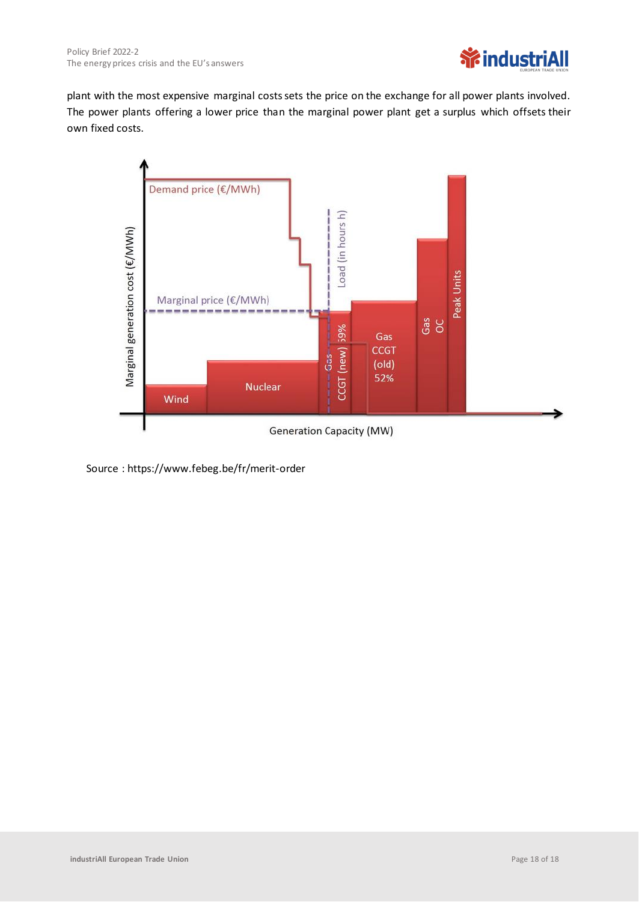plant with the most expensive marginal costs sets the price on the exchange for all power plants involved. The power plants offering a lower price than the marginal power plant get a surplus which offsets their own fixed costs.

Demand price (€/MWh)

Marginal price (€/MWh)

Load (in hours h)

Marginal generation cost (€/MWh)

Wind

Nuclear

Gas CCGT (new) 59%

Gas CCGT (old) 52%

Gas OC

Peak Units

Generation Capacity (MW)

Source : https://www.febeg.be/fr/merit-order